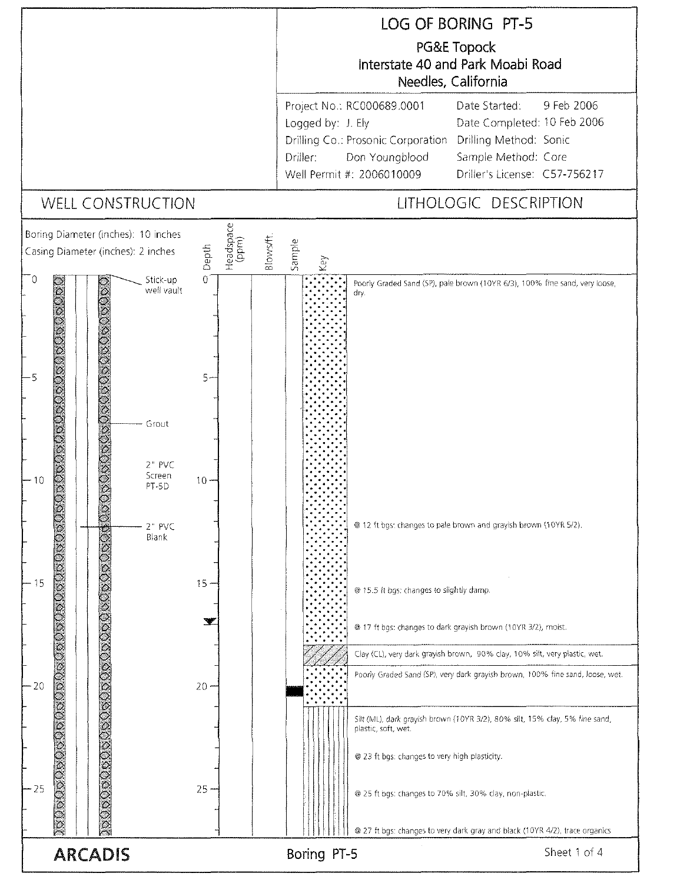# LOG OF BORING PT-5

PG&E Topock
Interstate 40 and Park Moabi Road
Needles, California

| | |
|---|---|
| Project No.: RC000689.0001 | Date Started: 9 Feb 2006 |
| Logged by: J. Ely | Date Completed: 10 Feb 2006 |
| Drilling Co.: Prosonic Corporation | Drilling Method: Sonic |
| Driller: Don Youngblood | Sample Method: Core |
| Well Permit #: 2006010009 | Driller's License: C57-756217 |

## WELL CONSTRUCTION

Boring Diameter (inches): 10 inches
Casing Diameter (inches): 2 inches

Stick-up well vault

Grout

2" PVC Screen PT-5D

2" PVC Blank

## LITHOLOGIC DESCRIPTION

Depth | Headspace (ppm) | Blows/ft. | Sample | Key

0 ft: Poorly Graded Sand (SP), pale brown (10YR 6/3), 100% fine sand, very loose, dry.

@ 12 ft bgs: changes to pale brown and grayish brown (10YR 5/2).

@ 15.5 ft bgs: changes to slightly damp.

@ 17 ft bgs: changes to dark grayish brown (10YR 3/2), moist.

Clay (CL), very dark grayish brown, 90% clay, 10% silt, very plastic, wet.

Poorly Graded Sand (SP), very dark grayish brown, 100% fine sand, loose, wet.

Silt (ML), dark grayish brown (10YR 3/2), 80% silt, 15% clay, 5% fine sand, plastic, soft, wet.

@ 23 ft bgs: changes to very high plasticity.

@ 25 ft bgs: changes to 70% silt, 30% clay, non-plastic.

@ 27 ft bgs: changes to very dark gray and black (10YR 4/2), trace organics

ARCADIS

Boring PT-5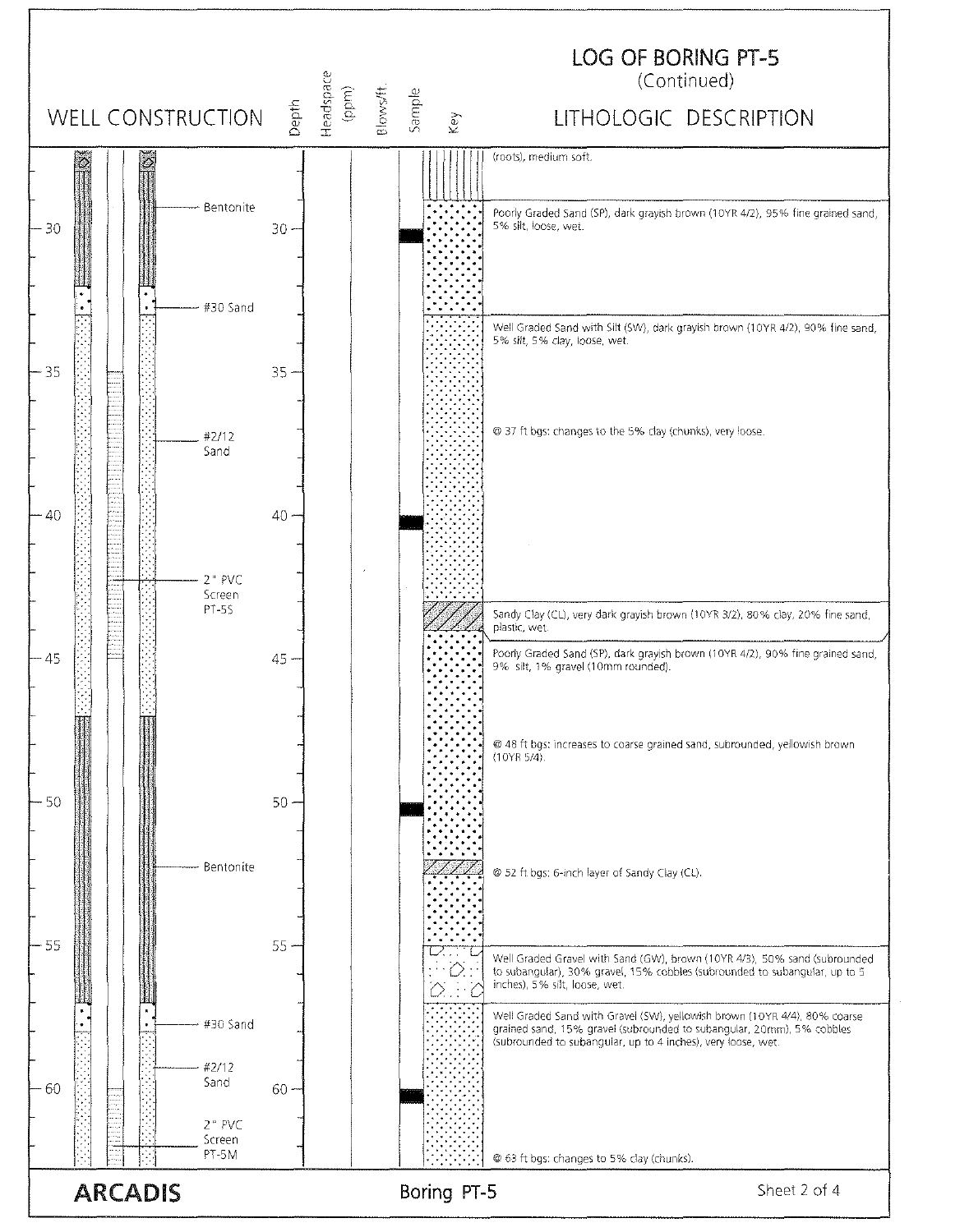# LOG OF BORING PT-5

(Continued)

| Well Construction | Depth (ft) | Lithologic Description |
| --- | --- | --- |
| Bentonite | | (roots), medium soft. |
| | 30 | Poorly Graded Sand (SP), dark grayish brown (10YR 4/2), 95% fine grained sand, 5% silt, loose, wet. |
| #30 Sand | | |
| | | Well Graded Sand with Silt (SW), dark grayish brown (10YR 4/2), 90% fine sand, 5% silt, 5% clay, loose, wet. |
| | 35 | |
| #2/12 Sand | | @ 37 ft bgs: changes to the 5% clay (chunks), very loose. |
| | 40 | |
| 2" PVC Screen PT-5S | | |
| | | Sandy Clay (CL), very dark grayish brown (10YR 3/2), 80% clay, 20% fine sand, plastic, wet. |
| | 45 | Poorly Graded Sand (SP), dark grayish brown (10YR 4/2), 90% fine grained sand, 9% silt, 1% gravel (10mm rounded). |
| | | @ 48 ft bgs: increases to coarse grained sand, subrounded, yellowish brown (10YR 5/4). |
| | 50 | |
| Bentonite | | @ 52 ft bgs: 6-inch layer of Sandy Clay (CL). |
| | 55 | Well Graded Gravel with Sand (GW), brown (10YR 4/3), 50% sand (subrounded to subangular), 30% gravel, 15% cobbles (subrounded to subangular, up to 5 inches), 5% silt, loose, wet. |
| #30 Sand | | Well Graded Sand with Gravel (SW), yellowish brown (10YR 4/4), 80% coarse grained sand, 15% gravel (subrounded to subangular, 20mm), 5% cobbles (subrounded to subangular, up to 4 inches), very loose, wet. |
| #2/12 Sand | | |
| | 60 | |
| 2" PVC Screen PT-5M | | @ 63 ft bgs: changes to 5% clay (chunks). |

ARCADIS

Boring PT-5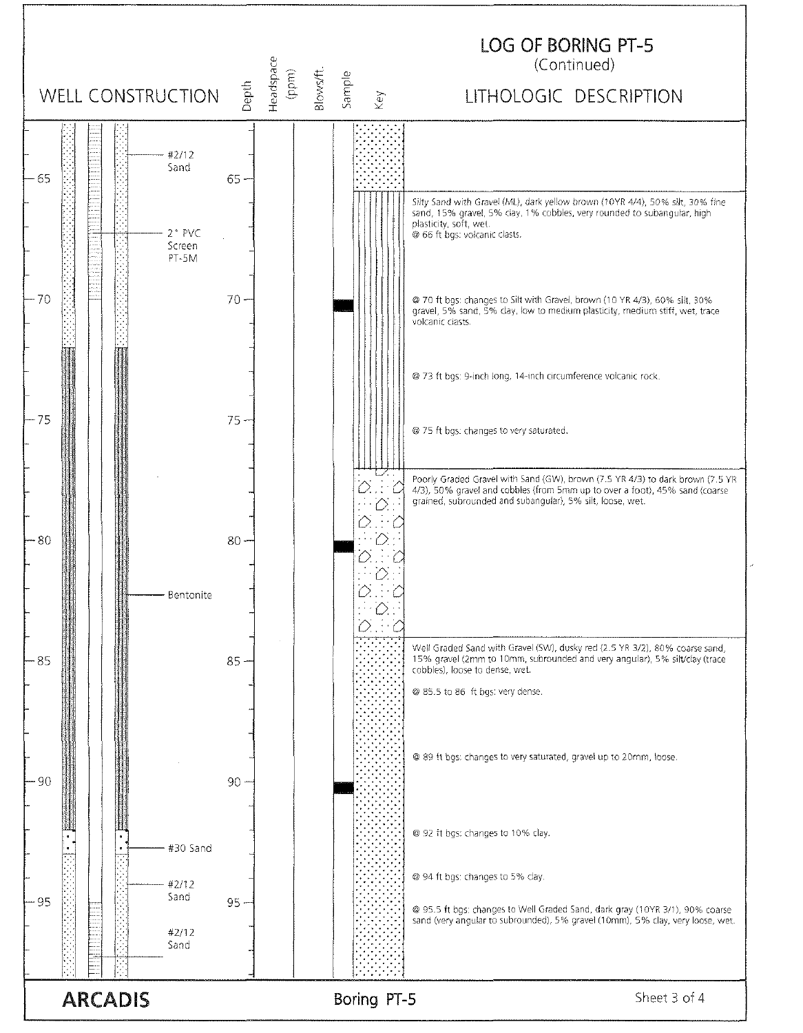# LOG OF BORING PT-5

(Continued)

| WELL CONSTRUCTION | Depth | Headspace (ppm) | Blows/ft. | Sample | Key | LITHOLOGIC DESCRIPTION |
|---|---|---|---|---|---|---|
| #2/12 Sand | 65 | | | | | |
| 2" PVC Screen PT-5M | | | | | | Silty Sand with Gravel (ML), dark yellow brown (10YR 4/4), 50% silt, 30% fine sand, 15% gravel, 5% clay, 1% cobbles, very rounded to subangular, high plasticity, soft, wet. @ 66 ft bgs: volcanic clasts. |
| | 70 | | | ■ | | @ 70 ft bgs: changes to Silt with Gravel, brown (10 YR 4/3), 60% silt, 30% gravel, 5% sand, 5% clay, low to medium plasticity, medium stiff, wet, trace volcanic clasts. |
| | | | | | | @ 73 ft bgs: 9-inch long, 14-inch circumference volcanic rock. |
| | 75 | | | | | @ 75 ft bgs: changes to very saturated. |
| | | | | | | Poorly Graded Gravel with Sand (GW), brown (7.5 YR 4/3) to dark brown (7.5 YR 4/3), 50% gravel and cobbles (from 5mm up to over a foot), 45% sand (coarse grained, subrounded and subangular), 5% silt, loose, wet. |
| | 80 | | | ■ | | |
| Bentonite | | | | | | |
| | 85 | | | | | Well Graded Sand with Gravel (SW), dusky red (2.5 YR 3/2), 80% coarse sand, 15% gravel (2mm to 10mm, subrounded and very angular), 5% silt/clay (trace cobbles), loose to dense, wet. |
| | | | | | | @ 85.5 to 86 ft bgs: very dense. |
| | | | | | | @ 89 ft bgs: changes to very saturated, gravel up to 20mm, loose. |
| | 90 | | | ■ | | |
| #30 Sand | | | | | | @ 92 ft bgs: changes to 10% clay. |
| #2/12 Sand | | | | | | @ 94 ft bgs: changes to 5% clay. |
| #2/12 Sand | 95 | | | | | @ 95.5 ft bgs: changes to Well Graded Sand, dark gray (10YR 3/1), 90% coarse sand (very angular to subrounded), 5% gravel (10mm), 5% clay, very loose, wet. |

ARCADIS

Boring PT-5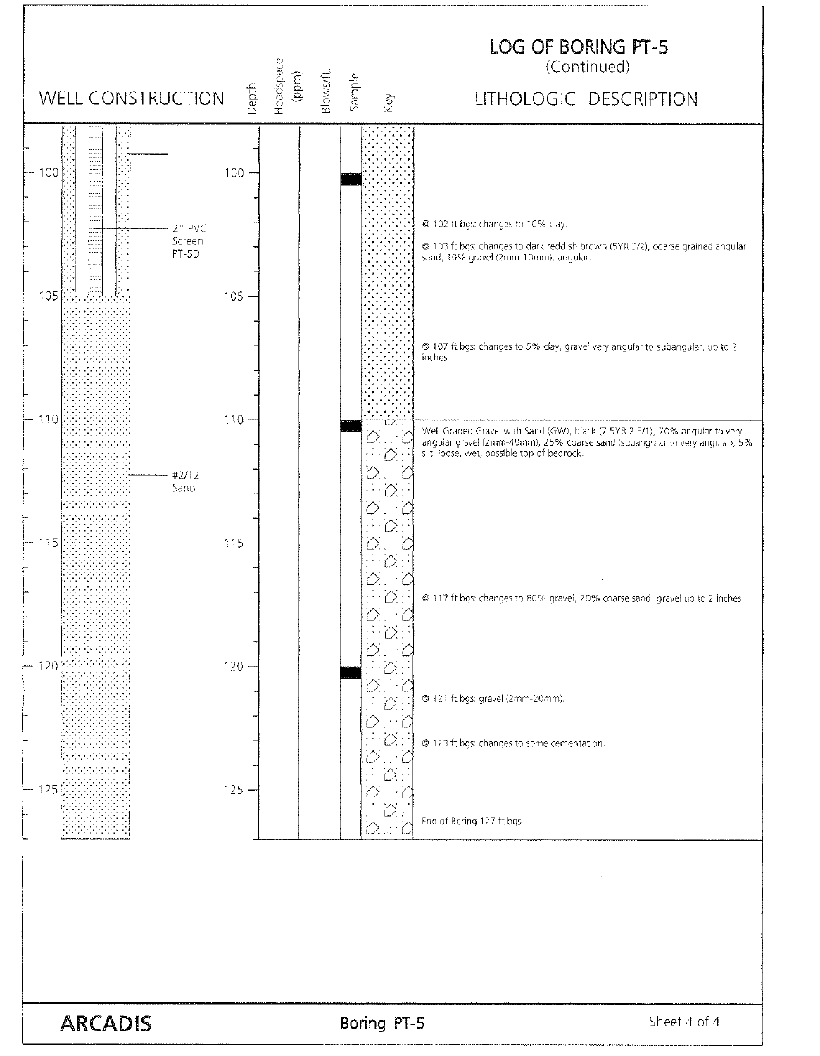# LOG OF BORING PT-5
(Continued)

WELL CONSTRUCTION | Depth | Headspace (ppm) | Blows/ft. | Sample | Key | LITHOLOGIC DESCRIPTION

Well construction labels:
- 2" PVC Screen PT-5D
- #2/12 Sand

Depth markers: 100, 105, 110, 115, 120, 125

## LITHOLOGIC DESCRIPTION

@ 102 ft bgs: changes to 10% clay.

@ 103 ft bgs: changes to dark reddish brown (5YR 3/2), coarse grained angular sand, 10% gravel (2mm-10mm), angular.

@ 107 ft bgs: changes to 5% clay, gravel very angular to subangular, up to 2 inches.

Well Graded Gravel with Sand (GW), black (7.5YR 2.5/1), 70% angular to very angular gravel (2mm-40mm), 25% coarse sand (subangular to very angular), 5% silt, loose, wet, possible top of bedrock.

@ 117 ft bgs: changes to 80% gravel, 20% coarse sand, gravel up to 2 inches.

@ 121 ft bgs: gravel (2mm-20mm).

@ 123 ft bgs: changes to some cementation.

End of Boring 127 ft bgs.

ARCADIS

Boring PT-5